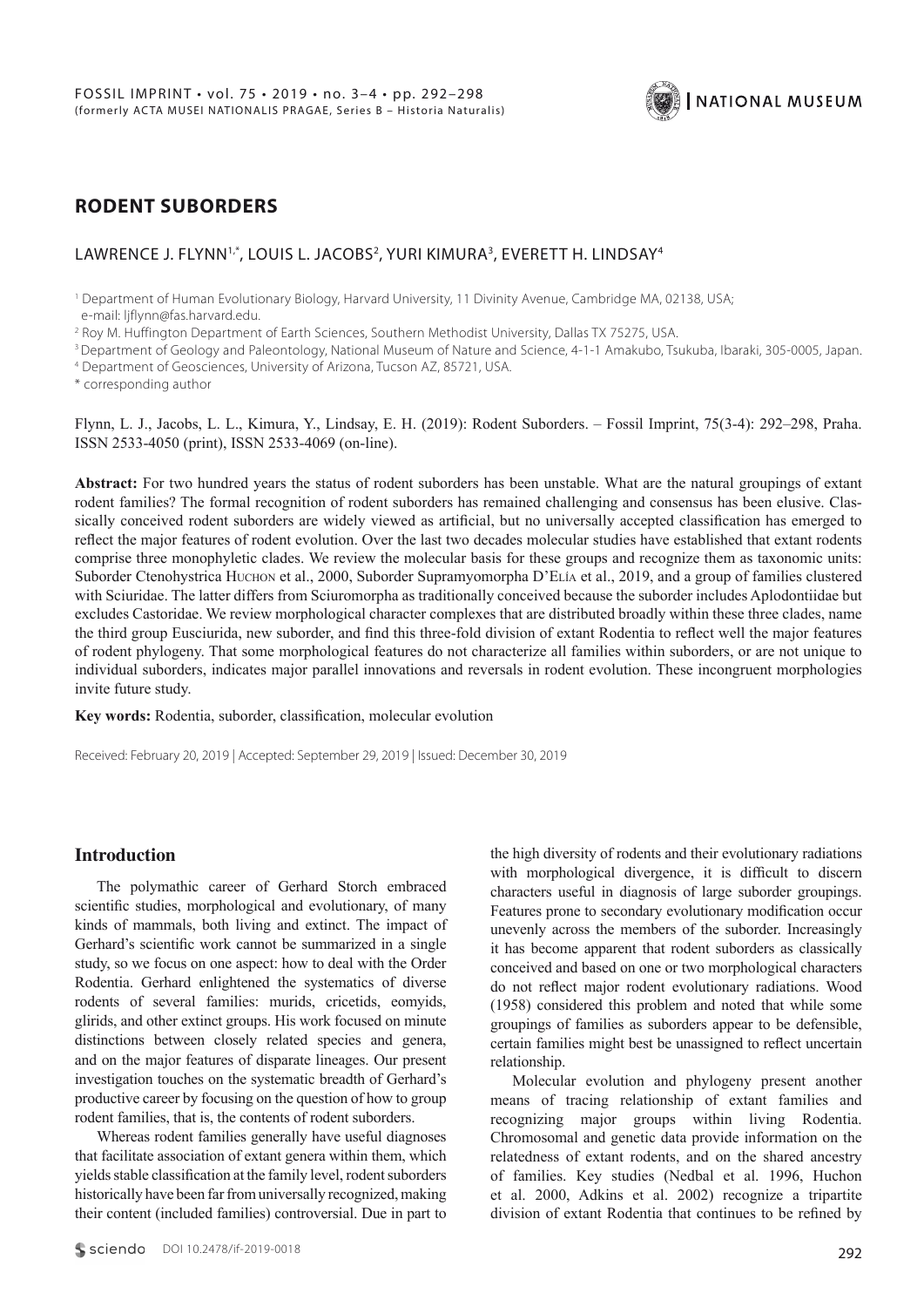# RODENT SUBORDERS

LAWRENCE J. FLYNN[1,*], LOUIS L. JACOBS[2], YURI KIMURA[3], EVERETT H. LINDSAY[4]

[1] Department of Human Evolutionary Biology, Harvard University, 11 Divinity Avenue, Cambridge MA, 02138, USA; e-mail: ljflynn@fas.harvard.edu.
[2] Roy M. Huffington Department of Earth Sciences, Southern Methodist University, Dallas TX 75275, USA.
[3] Department of Geology and Paleontology, National Museum of Nature and Science, 4-1-1 Amakubo, Tsukuba, Ibaraki, 305-0005, Japan.
[4] Department of Geosciences, University of Arizona, Tucson AZ, 85721, USA.
* corresponding author

Flynn, L. J., Jacobs, L. L., Kimura, Y., Lindsay, E. H. (2019): Rodent Suborders. – Fossil Imprint, 75(3-4): 292–298, Praha. ISSN 2533-4050 (print), ISSN 2533-4069 (on-line).

**Abstract:** For two hundred years the status of rodent suborders has been unstable. What are the natural groupings of extant rodent families? The formal recognition of rodent suborders has remained challenging and consensus has been elusive. Classically conceived rodent suborders are widely viewed as artificial, but no universally accepted classification has emerged to reflect the major features of rodent evolution. Over the last two decades molecular studies have established that extant rodents comprise three monophyletic clades. We review the molecular basis for these groups and recognize them as taxonomic units: Suborder Ctenohystrica Huchon et al., 2000, Suborder Supramyomorpha D'Elía et al., 2019, and a group of families clustered with Sciuridae. The latter differs from Sciuromorpha as traditionally conceived because the suborder includes Aplodontiidae but excludes Castoridae. We review morphological character complexes that are distributed broadly within these three clades, name the third group Eusciurida, new suborder, and find this three-fold division of extant Rodentia to reflect well the major features of rodent phylogeny. That some morphological features do not characterize all families within suborders, or are not unique to individual suborders, indicates major parallel innovations and reversals in rodent evolution. These incongruent morphologies invite future study.

**Key words:** Rodentia, suborder, classification, molecular evolution

Received: February 20, 2019 | Accepted: September 29, 2019 | Issued: December 30, 2019

## Introduction

The polymathic career of Gerhard Storch embraced scientific studies, morphological and evolutionary, of many kinds of mammals, both living and extinct. The impact of Gerhard's scientific work cannot be summarized in a single study, so we focus on one aspect: how to deal with the Order Rodentia. Gerhard enlightened the systematics of diverse rodents of several families: murids, cricetids, eomyids, glirids, and other extinct groups. His work focused on minute distinctions between closely related species and genera, and on the major features of disparate lineages. Our present investigation touches on the systematic breadth of Gerhard's productive career by focusing on the question of how to group rodent families, that is, the contents of rodent suborders.

Whereas rodent families generally have useful diagnoses that facilitate association of extant genera within them, which yields stable classification at the family level, rodent suborders historically have been far from universally recognized, making their content (included families) controversial. Due in part to the high diversity of rodents and their evolutionary radiations with morphological divergence, it is difficult to discern characters useful in diagnosis of large suborder groupings. Features prone to secondary evolutionary modification occur unevenly across the members of the suborder. Increasingly it has become apparent that rodent suborders as classically conceived and based on one or two morphological characters do not reflect major rodent evolutionary radiations. Wood (1958) considered this problem and noted that while some groupings of families as suborders appear to be defensible, certain families might best be unassigned to reflect uncertain relationship.

Molecular evolution and phylogeny present another means of tracing relationship of extant families and recognizing major groups within living Rodentia. Chromosomal and genetic data provide information on the relatedness of extant rodents, and on the shared ancestry of families. Key studies (Nedbal et al. 1996, Huchon et al. 2000, Adkins et al. 2002) recognize a tripartite division of extant Rodentia that continues to be refined by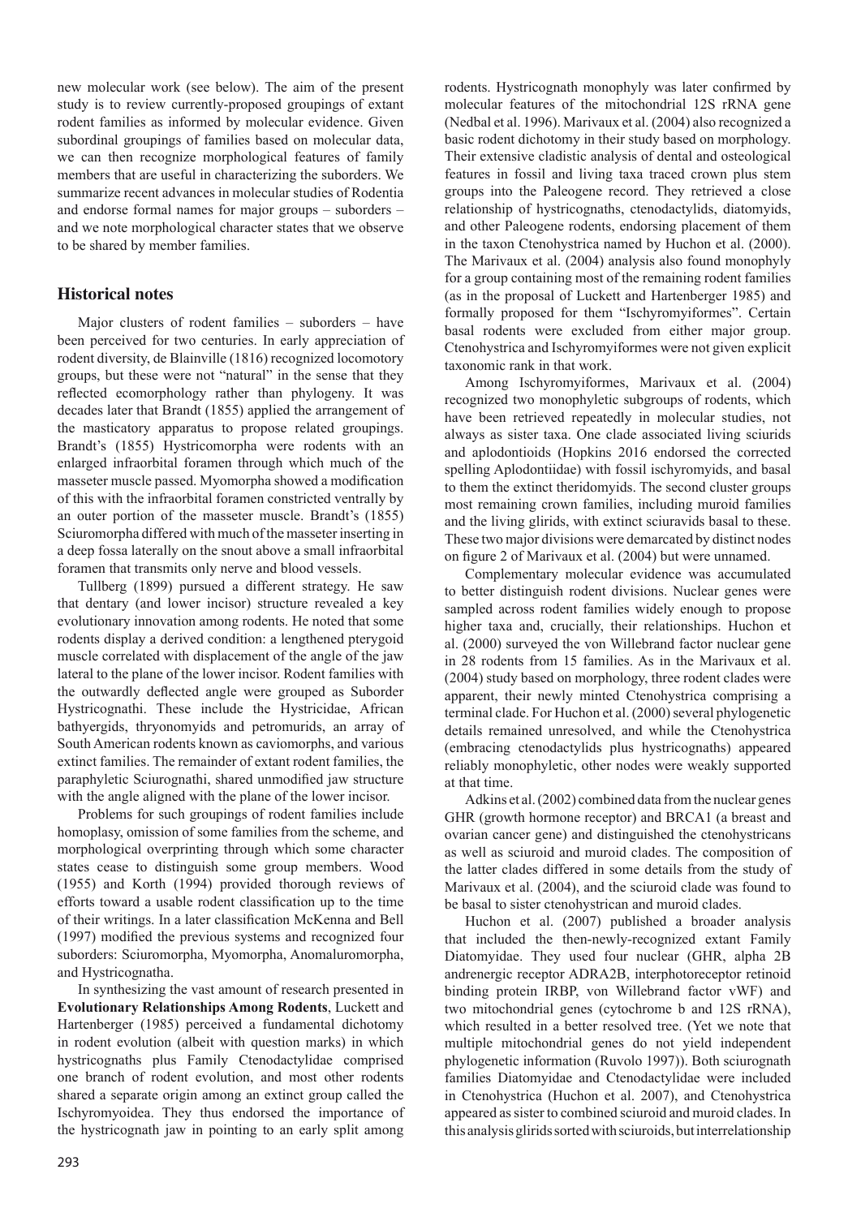new molecular work (see below). The aim of the present study is to review currently-proposed groupings of extant rodent families as informed by molecular evidence. Given subordinal groupings of families based on molecular data, we can then recognize morphological features of family members that are useful in characterizing the suborders. We summarize recent advances in molecular studies of Rodentia and endorse formal names for major groups – suborders – and we note morphological character states that we observe to be shared by member families.

## Historical notes

Major clusters of rodent families – suborders – have been perceived for two centuries. In early appreciation of rodent diversity, de Blainville (1816) recognized locomotory groups, but these were not "natural" in the sense that they reflected ecomorphology rather than phylogeny. It was decades later that Brandt (1855) applied the arrangement of the masticatory apparatus to propose related groupings. Brandt's (1855) Hystricomorpha were rodents with an enlarged infraorbital foramen through which much of the masseter muscle passed. Myomorpha showed a modification of this with the infraorbital foramen constricted ventrally by an outer portion of the masseter muscle. Brandt's (1855) Sciuromorpha differed with much of the masseter inserting in a deep fossa laterally on the snout above a small infraorbital foramen that transmits only nerve and blood vessels.

Tullberg (1899) pursued a different strategy. He saw that dentary (and lower incisor) structure revealed a key evolutionary innovation among rodents. He noted that some rodents display a derived condition: a lengthened pterygoid muscle correlated with displacement of the angle of the jaw lateral to the plane of the lower incisor. Rodent families with the outwardly deflected angle were grouped as Suborder Hystricognathi. These include the Hystricidae, African bathyergids, thryonomyids and petromurids, an array of South American rodents known as caviomorphs, and various extinct families. The remainder of extant rodent families, the paraphyletic Sciurognathi, shared unmodified jaw structure with the angle aligned with the plane of the lower incisor.

Problems for such groupings of rodent families include homoplasy, omission of some families from the scheme, and morphological overprinting through which some character states cease to distinguish some group members. Wood (1955) and Korth (1994) provided thorough reviews of efforts toward a usable rodent classification up to the time of their writings. In a later classification McKenna and Bell (1997) modified the previous systems and recognized four suborders: Sciuromorpha, Myomorpha, Anomaluromorpha, and Hystricognatha.

In synthesizing the vast amount of research presented in **Evolutionary Relationships Among Rodents**, Luckett and Hartenberger (1985) perceived a fundamental dichotomy in rodent evolution (albeit with question marks) in which hystricognaths plus Family Ctenodactylidae comprised one branch of rodent evolution, and most other rodents shared a separate origin among an extinct group called the Ischyromyoidea. They thus endorsed the importance of the hystricognath jaw in pointing to an early split among rodents. Hystricognath monophyly was later confirmed by molecular features of the mitochondrial 12S rRNA gene (Nedbal et al. 1996). Marivaux et al. (2004) also recognized a basic rodent dichotomy in their study based on morphology. Their extensive cladistic analysis of dental and osteological features in fossil and living taxa traced crown plus stem groups into the Paleogene record. They retrieved a close relationship of hystricognaths, ctenodactylids, diatomyids, and other Paleogene rodents, endorsing placement of them in the taxon Ctenohystrica named by Huchon et al. (2000). The Marivaux et al. (2004) analysis also found monophyly for a group containing most of the remaining rodent families (as in the proposal of Luckett and Hartenberger 1985) and formally proposed for them "Ischyromyiformes". Certain basal rodents were excluded from either major group. Ctenohystrica and Ischyromyiformes were not given explicit taxonomic rank in that work.

Among Ischyromyiformes, Marivaux et al. (2004) recognized two monophyletic subgroups of rodents, which have been retrieved repeatedly in molecular studies, not always as sister taxa. One clade associated living sciurids and aplodontioids (Hopkins 2016 endorsed the corrected spelling Aplodontiidae) with fossil ischyromyids, and basal to them the extinct theridomyids. The second cluster groups most remaining crown families, including muroid families and the living glirids, with extinct sciuravids basal to these. These two major divisions were demarcated by distinct nodes on figure 2 of Marivaux et al. (2004) but were unnamed.

Complementary molecular evidence was accumulated to better distinguish rodent divisions. Nuclear genes were sampled across rodent families widely enough to propose higher taxa and, crucially, their relationships. Huchon et al. (2000) surveyed the von Willebrand factor nuclear gene in 28 rodents from 15 families. As in the Marivaux et al. (2004) study based on morphology, three rodent clades were apparent, their newly minted Ctenohystrica comprising a terminal clade. For Huchon et al. (2000) several phylogenetic details remained unresolved, and while the Ctenohystrica (embracing ctenodactylids plus hystricognaths) appeared reliably monophyletic, other nodes were weakly supported at that time.

Adkins et al. (2002) combined data from the nuclear genes GHR (growth hormone receptor) and BRCA1 (a breast and ovarian cancer gene) and distinguished the ctenohystricans as well as sciuroid and muroid clades. The composition of the latter clades differed in some details from the study of Marivaux et al. (2004), and the sciuroid clade was found to be basal to sister ctenohystrican and muroid clades.

Huchon et al. (2007) published a broader analysis that included the then-newly-recognized extant Family Diatomyidae. They used four nuclear (GHR, alpha 2B andrenergic receptor ADRA2B, interphotoreceptor retinoid binding protein IRBP, von Willebrand factor vWF) and two mitochondrial genes (cytochrome b and 12S rRNA), which resulted in a better resolved tree. (Yet we note that multiple mitochondrial genes do not yield independent phylogenetic information (Ruvolo 1997)). Both sciurognath families Diatomyidae and Ctenodactylidae were included in Ctenohystrica (Huchon et al. 2007), and Ctenohystrica appeared as sister to combined sciuroid and muroid clades. In this analysis glirids sorted with sciuroids, but interrelationship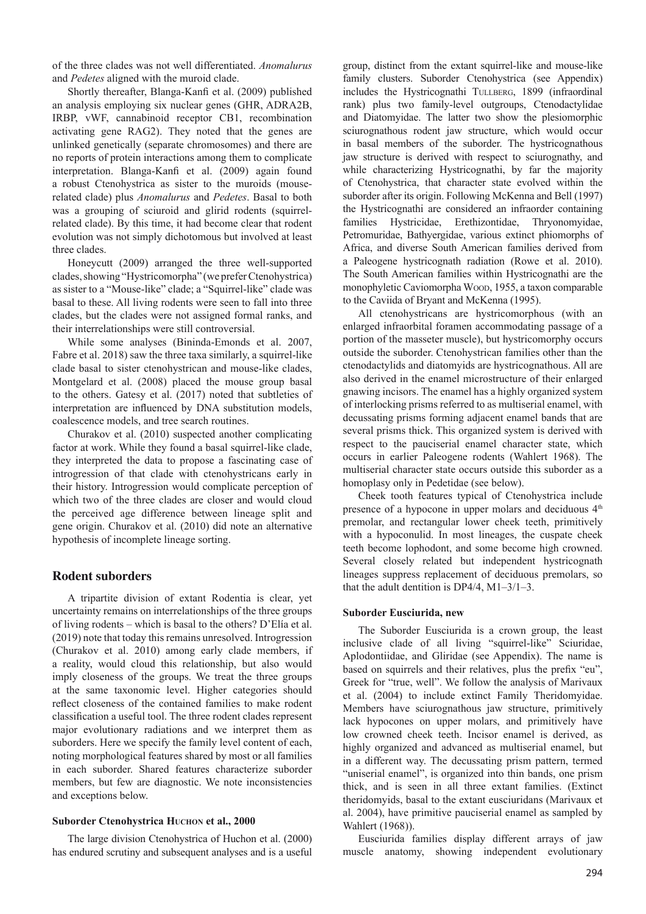of the three clades was not well differentiated. *Anomalurus* and *Pedetes* aligned with the muroid clade.

Shortly thereafter, Blanga-Kanfi et al. (2009) published an analysis employing six nuclear genes (GHR, ADRA2B, IRBP, vWF, cannabinoid receptor CB1, recombination activating gene RAG2). They noted that the genes are unlinked genetically (separate chromosomes) and there are no reports of protein interactions among them to complicate interpretation. Blanga-Kanfi et al. (2009) again found a robust Ctenohystrica as sister to the muroids (mouse-related clade) plus *Anomalurus* and *Pedetes*. Basal to both was a grouping of sciuroid and glirid rodents (squirrel-related clade). By this time, it had become clear that rodent evolution was not simply dichotomous but involved at least three clades.

Honeycutt (2009) arranged the three well-supported clades, showing "Hystricomorpha" (we prefer Ctenohystrica) as sister to a "Mouse-like" clade; a "Squirrel-like" clade was basal to these. All living rodents were seen to fall into three clades, but the clades were not assigned formal ranks, and their interrelationships were still controversial.

While some analyses (Bininda-Emonds et al. 2007, Fabre et al. 2018) saw the three taxa similarly, a squirrel-like clade basal to sister ctenohystrican and mouse-like clades, Montgelard et al. (2008) placed the mouse group basal to the others. Gatesy et al. (2017) noted that subtleties of interpretation are influenced by DNA substitution models, coalescence models, and tree search routines.

Churakov et al. (2010) suspected another complicating factor at work. While they found a basal squirrel-like clade, they interpreted the data to propose a fascinating case of introgression of that clade with ctenohystricans early in their history. Introgression would complicate perception of which two of the three clades are closer and would cloud the perceived age difference between lineage split and gene origin. Churakov et al. (2010) did note an alternative hypothesis of incomplete lineage sorting.

## Rodent suborders

A tripartite division of extant Rodentia is clear, yet uncertainty remains on interrelationships of the three groups of living rodents – which is basal to the others? D'Elía et al. (2019) note that today this remains unresolved. Introgression (Churakov et al. 2010) among early clade members, if a reality, would cloud this relationship, but also would imply closeness of the groups. We treat the three groups at the same taxonomic level. Higher categories should reflect closeness of the contained families to make rodent classification a useful tool. The three rodent clades represent major evolutionary radiations and we interpret them as suborders. Here we specify the family level content of each, noting morphological features shared by most or all families in each suborder. Shared features characterize suborder members, but few are diagnostic. We note inconsistencies and exceptions below.

### Suborder Ctenohystrica Huchon et al., 2000

The large division Ctenohystrica of Huchon et al. (2000) has endured scrutiny and subsequent analyses and is a useful group, distinct from the extant squirrel-like and mouse-like family clusters. Suborder Ctenohystrica (see Appendix) includes the Hystricognathi Tullberg, 1899 (infraordinal rank) plus two family-level outgroups, Ctenodactylidae and Diatomyidae. The latter two show the plesiomorphic sciurognathous rodent jaw structure, which would occur in basal members of the suborder. The hystricognathous jaw structure is derived with respect to sciurognathy, and while characterizing Hystricognathi, by far the majority of Ctenohystrica, that character state evolved within the suborder after its origin. Following McKenna and Bell (1997) the Hystricognathi are considered an infraorder containing families Hystricidae, Erethizontidae, Thryonomyidae, Petromuridae, Bathyergidae, various extinct phiomorphs of Africa, and diverse South American families derived from a Paleogene hystricognath radiation (Rowe et al. 2010). The South American families within Hystricognathi are the monophyletic Caviomorpha Wood, 1955, a taxon comparable to the Caviida of Bryant and McKenna (1995).

All ctenohystricans are hystricomorphous (with an enlarged infraorbital foramen accommodating passage of a portion of the masseter muscle), but hystricomorphy occurs outside the suborder. Ctenohystrican families other than the ctenodactylids and diatomyids are hystricognathous. All are also derived in the enamel microstructure of their enlarged gnawing incisors. The enamel has a highly organized system of interlocking prisms referred to as multiserial enamel, with decussating prisms forming adjacent enamel bands that are several prisms thick. This organized system is derived with respect to the pauciserial enamel character state, which occurs in earlier Paleogene rodents (Wahlert 1968). The multiserial character state occurs outside this suborder as a homoplasy only in Pedetidae (see below).

Cheek tooth features typical of Ctenohystrica include presence of a hypocone in upper molars and deciduous 4th premolar, and rectangular lower cheek teeth, primitively with a hypoconulid. In most lineages, the cuspate cheek teeth become lophodont, and some become high crowned. Several closely related but independent hystricognath lineages suppress replacement of deciduous premolars, so that the adult dentition is DP4/4, M1–3/1–3.

### Suborder Eusciurida, new

The Suborder Eusciurida is a crown group, the least inclusive clade of all living "squirrel-like" Sciuridae, Aplodontiidae, and Gliridae (see Appendix). The name is based on squirrels and their relatives, plus the prefix "eu", Greek for "true, well". We follow the analysis of Marivaux et al. (2004) to include extinct Family Theridomyidae. Members have sciurognathous jaw structure, primitively lack hypocones on upper molars, and primitively have low crowned cheek teeth. Incisor enamel is derived, as highly organized and advanced as multiserial enamel, but in a different way. The decussating prism pattern, termed "uniserial enamel", is organized into thin bands, one prism thick, and is seen in all three extant families. (Extinct theridomyids, basal to the extant eusciuridans (Marivaux et al. 2004), have primitive pauciserial enamel as sampled by Wahlert (1968)).

Eusciurida families display different arrays of jaw muscle anatomy, showing independent evolutionary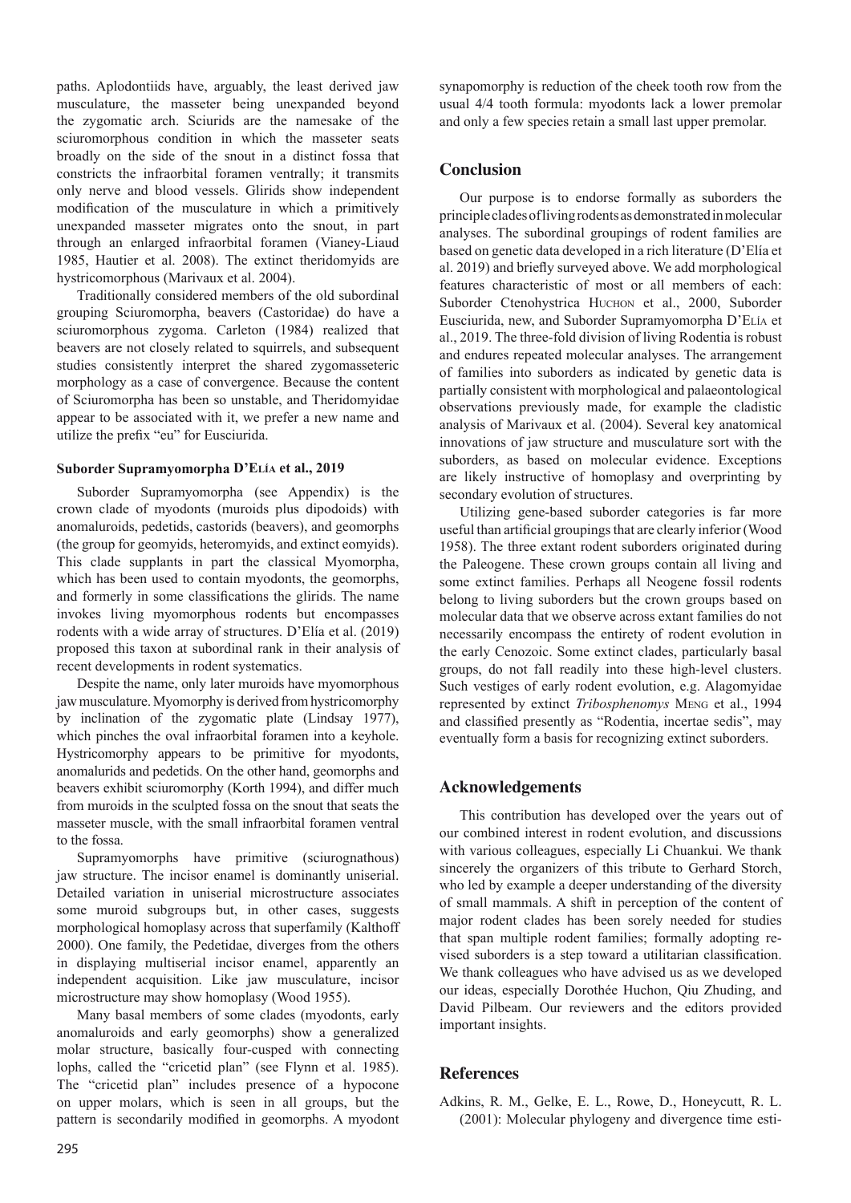paths. Aplodontiids have, arguably, the least derived jaw musculature, the masseter being unexpanded beyond the zygomatic arch. Sciurids are the namesake of the sciuromorphous condition in which the masseter seats broadly on the side of the snout in a distinct fossa that constricts the infraorbital foramen ventrally; it transmits only nerve and blood vessels. Glirids show independent modification of the musculature in which a primitively unexpanded masseter migrates onto the snout, in part through an enlarged infraorbital foramen (Vianey-Liaud 1985, Hautier et al. 2008). The extinct theridomyids are hystricomorphous (Marivaux et al. 2004).

Traditionally considered members of the old subordinal grouping Sciuromorpha, beavers (Castoridae) do have a sciuromorphous zygoma. Carleton (1984) realized that beavers are not closely related to squirrels, and subsequent studies consistently interpret the shared zygomasseteric morphology as a case of convergence. Because the content of Sciuromorpha has been so unstable, and Theridomyidae appear to be associated with it, we prefer a new name and utilize the prefix "eu" for Eusciurida.

#### Suborder Supramyomorpha D'Elía et al., 2019

Suborder Supramyomorpha (see Appendix) is the crown clade of myodonts (muroids plus dipodoids) with anomaluroids, pedetids, castorids (beavers), and geomorphs (the group for geomyids, heteromyids, and extinct eomyids). This clade supplants in part the classical Myomorpha, which has been used to contain myodonts, the geomorphs, and formerly in some classifications the glirids. The name invokes living myomorphous rodents but encompasses rodents with a wide array of structures. D'Elía et al. (2019) proposed this taxon at subordinal rank in their analysis of recent developments in rodent systematics.

Despite the name, only later muroids have myomorphous jaw musculature. Myomorphy is derived from hystricomorphy by inclination of the zygomatic plate (Lindsay 1977), which pinches the oval infraorbital foramen into a keyhole. Hystricomorphy appears to be primitive for myodonts, anomalurids and pedetids. On the other hand, geomorphs and beavers exhibit sciuromorphy (Korth 1994), and differ much from muroids in the sculpted fossa on the snout that seats the masseter muscle, with the small infraorbital foramen ventral to the fossa.

Supramyomorphs have primitive (sciurognathous) jaw structure. The incisor enamel is dominantly uniserial. Detailed variation in uniserial microstructure associates some muroid subgroups but, in other cases, suggests morphological homoplasy across that superfamily (Kalthoff 2000). One family, the Pedetidae, diverges from the others in displaying multiserial incisor enamel, apparently an independent acquisition. Like jaw musculature, incisor microstructure may show homoplasy (Wood 1955).

Many basal members of some clades (myodonts, early anomaluroids and early geomorphs) show a generalized molar structure, basically four-cusped with connecting lophs, called the "cricetid plan" (see Flynn et al. 1985). The "cricetid plan" includes presence of a hypocone on upper molars, which is seen in all groups, but the pattern is secondarily modified in geomorphs. A myodont synapomorphy is reduction of the cheek tooth row from the usual 4/4 tooth formula: myodonts lack a lower premolar and only a few species retain a small last upper premolar.

## Conclusion

Our purpose is to endorse formally as suborders the principle clades of living rodents as demonstrated in molecular analyses. The subordinal groupings of rodent families are based on genetic data developed in a rich literature (D'Elía et al. 2019) and briefly surveyed above. We add morphological features characteristic of most or all members of each: Suborder Ctenohystrica Huchon et al., 2000, Suborder Eusciurida, new, and Suborder Supramyomorpha D'Elía et al., 2019. The three-fold division of living Rodentia is robust and endures repeated molecular analyses. The arrangement of families into suborders as indicated by genetic data is partially consistent with morphological and palaeontological observations previously made, for example the cladistic analysis of Marivaux et al. (2004). Several key anatomical innovations of jaw structure and musculature sort with the suborders, as based on molecular evidence. Exceptions are likely instructive of homoplasy and overprinting by secondary evolution of structures.

Utilizing gene-based suborder categories is far more useful than artificial groupings that are clearly inferior (Wood 1958). The three extant rodent suborders originated during the Paleogene. These crown groups contain all living and some extinct families. Perhaps all Neogene fossil rodents belong to living suborders but the crown groups based on molecular data that we observe across extant families do not necessarily encompass the entirety of rodent evolution in the early Cenozoic. Some extinct clades, particularly basal groups, do not fall readily into these high-level clusters. Such vestiges of early rodent evolution, e.g. Alagomyidae represented by extinct *Tribosphenomys* Meng et al., 1994 and classified presently as "Rodentia, incertae sedis", may eventually form a basis for recognizing extinct suborders.

## Acknowledgements

This contribution has developed over the years out of our combined interest in rodent evolution, and discussions with various colleagues, especially Li Chuankui. We thank sincerely the organizers of this tribute to Gerhard Storch, who led by example a deeper understanding of the diversity of small mammals. A shift in perception of the content of major rodent clades has been sorely needed for studies that span multiple rodent families; formally adopting revised suborders is a step toward a utilitarian classification. We thank colleagues who have advised us as we developed our ideas, especially Dorothée Huchon, Qiu Zhuding, and David Pilbeam. Our reviewers and the editors provided important insights.

## References

Adkins, R. M., Gelke, E. L., Rowe, D., Honeycutt, R. L. (2001): Molecular phylogeny and divergence time esti-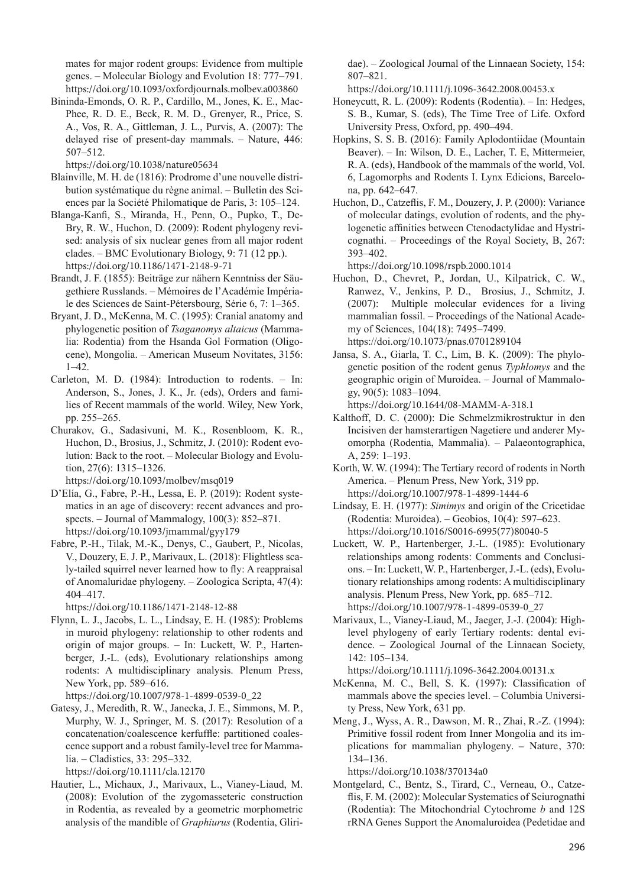mates for major rodent groups: Evidence from multiple genes. – Molecular Biology and Evolution 18: 777–791. https://doi.org/10.1093/oxfordjournals.molbev.a003860

Bininda-Emonds, O. R. P., Cardillo, M., Jones, K. E., MacPhee, R. D. E., Beck, R. M. D., Grenyer, R., Price, S. A., Vos, R. A., Gittleman, J. L., Purvis, A. (2007): The delayed rise of present-day mammals. – Nature, 446: 507–512.
https://doi.org/10.1038/nature05634

Blainville, M. H. de (1816): Prodrome d'une nouvelle distribution systématique du règne animal. – Bulletin des Sciences par la Société Philomatique de Paris, 3: 105–124.

Blanga-Kanfi, S., Miranda, H., Penn, O., Pupko, T., DeBry, R. W., Huchon, D. (2009): Rodent phylogeny revised: analysis of six nuclear genes from all major rodent clades. – BMC Evolutionary Biology, 9: 71 (12 pp.). https://doi.org/10.1186/1471-2148-9-71

Brandt, J. F. (1855): Beiträge zur nähern Kenntniss der Säugethiere Russlands. – Mémoires de l'Académie Impériale des Sciences de Saint-Pétersbourg, Série 6, 7: 1–365.

Bryant, J. D., McKenna, M. C. (1995): Cranial anatomy and phylogenetic position of *Tsaganomys altaicus* (Mammalia: Rodentia) from the Hsanda Gol Formation (Oligocene), Mongolia. – American Museum Novitates, 3156: 1–42.

Carleton, M. D. (1984): Introduction to rodents. – In: Anderson, S., Jones, J. K., Jr. (eds), Orders and families of Recent mammals of the world. Wiley, New York, pp. 255–265.

Churakov, G., Sadasivuni, M. K., Rosenbloom, K. R., Huchon, D., Brosius, J., Schmitz, J. (2010): Rodent evolution: Back to the root. – Molecular Biology and Evolution, 27(6): 1315–1326.
https://doi.org/10.1093/molbev/msq019

D'Elía, G., Fabre, P.-H., Lessa, E. P. (2019): Rodent systematics in an age of discovery: recent advances and prospects. – Journal of Mammalogy, 100(3): 852–871. https://doi.org/10.1093/jmammal/gyy179

Fabre, P.-H., Tilak, M.-K., Denys, C., Gaubert, P., Nicolas, V., Douzery, E. J. P., Marivaux, L. (2018): Flightless scaly-tailed squirrel never learned how to fly: A reappraisal of Anomaluridae phylogeny. – Zoologica Scripta, 47(4): 404–417.
https://doi.org/10.1186/1471-2148-12-88

Flynn, L. J., Jacobs, L. L., Lindsay, E. H. (1985): Problems in muroid phylogeny: relationship to other rodents and origin of major groups. – In: Luckett, W. P., Hartenberger, J.-L. (eds), Evolutionary relationships among rodents: A multidisciplinary analysis. Plenum Press, New York, pp. 589–616.
https://doi.org/10.1007/978-1-4899-0539-0_22

Gatesy, J., Meredith, R. W., Janecka, J. E., Simmons, M. P., Murphy, W. J., Springer, M. S. (2017): Resolution of a concatenation/coalescence kerfuffle: partitioned coalescence support and a robust family-level tree for Mammalia. – Cladistics, 33: 295–332.
https://doi.org/10.1111/cla.12170

Hautier, L., Michaux, J., Marivaux, L., Vianey-Liaud, M. (2008): Evolution of the zygomasseteric construction in Rodentia, as revealed by a geometric morphometric analysis of the mandible of *Graphiurus* (Rodentia, Gliridae). – Zoological Journal of the Linnaean Society, 154: 807–821.
https://doi.org/10.1111/j.1096-3642.2008.00453.x

Honeycutt, R. L. (2009): Rodents (Rodentia). – In: Hedges, S. B., Kumar, S. (eds), The Time Tree of Life. Oxford University Press, Oxford, pp. 490–494.

Hopkins, S. S. B. (2016): Family Aplodontiidae (Mountain Beaver). – In: Wilson, D. E., Lacher, T. E, Mittermeier, R. A. (eds), Handbook of the mammals of the world, Vol. 6, Lagomorphs and Rodents I. Lynx Edicions, Barcelona, pp. 642–647.

Huchon, D., Catzeflis, F. M., Douzery, J. P. (2000): Variance of molecular datings, evolution of rodents, and the phylogenetic affinities between Ctenodactylidae and Hystricognathi. – Proceedings of the Royal Society, B, 267: 393–402.
https://doi.org/10.1098/rspb.2000.1014

Huchon, D., Chevret, P., Jordan, U., Kilpatrick, C. W., Ranwez, V., Jenkins, P. D., Brosius, J., Schmitz, J. (2007): Multiple molecular evidences for a living mammalian fossil. – Proceedings of the National Academy of Sciences, 104(18): 7495–7499.
https://doi.org/10.1073/pnas.0701289104

Jansa, S. A., Giarla, T. C., Lim, B. K. (2009): The phylogenetic position of the rodent genus *Typhlomys* and the geographic origin of Muroidea. – Journal of Mammalogy, 90(5): 1083–1094.
https://doi.org/10.1644/08-MAMM-A-318.1

Kalthoff, D. C. (2000): Die Schmelzmikrostruktur in den Incisiven der hamsterartigen Nagetiere und anderer Myomorpha (Rodentia, Mammalia). – Palaeontographica, A, 259: 1–193.

Korth, W. W. (1994): The Tertiary record of rodents in North America. – Plenum Press, New York, 319 pp.
https://doi.org/10.1007/978-1-4899-1444-6

Lindsay, E. H. (1977): *Simimys* and origin of the Cricetidae (Rodentia: Muroidea). – Geobios, 10(4): 597–623.
https://doi.org/10.1016/S0016-6995(77)80040-5

Luckett, W. P., Hartenberger, J.-L. (1985): Evolutionary relationships among rodents: Comments and Conclusions. – In: Luckett, W. P., Hartenberger, J.-L. (eds), Evolutionary relationships among rodents: A multidisciplinary analysis. Plenum Press, New York, pp. 685–712.
https://doi.org/10.1007/978-1-4899-0539-0_27

Marivaux, L., Vianey-Liaud, M., Jaeger, J.-J. (2004): High-level phylogeny of early Tertiary rodents: dental evidence. – Zoological Journal of the Linnaean Society, 142: 105–134.
https://doi.org/10.1111/j.1096-3642.2004.00131.x

McKenna, M. C., Bell, S. K. (1997): Classification of mammals above the species level. – Columbia University Press, New York, 631 pp.

Meng, J., Wyss, A. R., Dawson, M. R., Zhai, R.-Z. (1994): Primitive fossil rodent from Inner Mongolia and its implications for mammalian phylogeny. – Nature, 370: 134–136.
https://doi.org/10.1038/370134a0

Montgelard, C., Bentz, S., Tirard, C., Verneau, O., Catzeflis, F. M. (2002): Molecular Systematics of Sciurognathi (Rodentia): The Mitochondrial Cytochrome *b* and 12S rRNA Genes Support the Anomaluroidea (Pedetidae and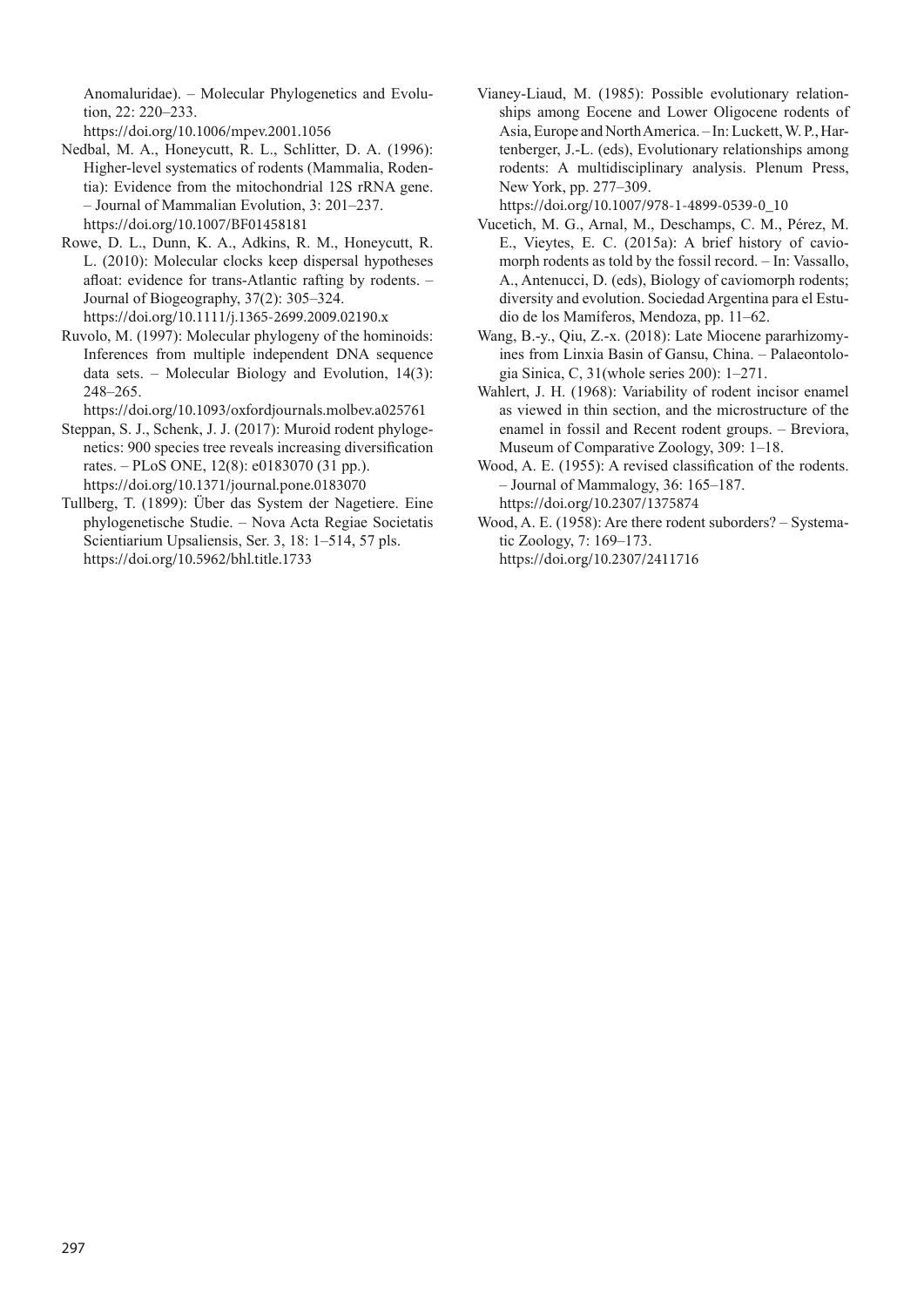Anomaluridae). – Molecular Phylogenetics and Evolution, 22: 220–233.
https://doi.org/10.1006/mpev.2001.1056

Nedbal, M. A., Honeycutt, R. L., Schlitter, D. A. (1996): Higher-level systematics of rodents (Mammalia, Rodentia): Evidence from the mitochondrial 12S rRNA gene. – Journal of Mammalian Evolution, 3: 201–237.
https://doi.org/10.1007/BF01458181

Rowe, D. L., Dunn, K. A., Adkins, R. M., Honeycutt, R. L. (2010): Molecular clocks keep dispersal hypotheses afloat: evidence for trans-Atlantic rafting by rodents. – Journal of Biogeography, 37(2): 305–324.
https://doi.org/10.1111/j.1365-2699.2009.02190.x

Ruvolo, M. (1997): Molecular phylogeny of the hominoids: Inferences from multiple independent DNA sequence data sets. – Molecular Biology and Evolution, 14(3): 248–265.
https://doi.org/10.1093/oxfordjournals.molbev.a025761

Steppan, S. J., Schenk, J. J. (2017): Muroid rodent phylogenetics: 900 species tree reveals increasing diversification rates. – PLoS ONE, 12(8): e0183070 (31 pp.).
https://doi.org/10.1371/journal.pone.0183070

Tullberg, T. (1899): Über das System der Nagetiere. Eine phylogenetische Studie. – Nova Acta Regiae Societatis Scientiarium Upsaliensis, Ser. 3, 18: 1–514, 57 pls.
https://doi.org/10.5962/bhl.title.1733

Vianey-Liaud, M. (1985): Possible evolutionary relationships among Eocene and Lower Oligocene rodents of Asia, Europe and North America. – In: Luckett, W. P., Hartenberger, J.-L. (eds), Evolutionary relationships among rodents: A multidisciplinary analysis. Plenum Press, New York, pp. 277–309.
https://doi.org/10.1007/978-1-4899-0539-0_10

Vucetich, M. G., Arnal, M., Deschamps, C. M., Pérez, M. E., Vieytes, E. C. (2015a): A brief history of caviomorph rodents as told by the fossil record. – In: Vassallo, A., Antenucci, D. (eds), Biology of caviomorph rodents; diversity and evolution. Sociedad Argentina para el Estudio de los Mamíferos, Mendoza, pp. 11–62.

Wang, B.-y., Qiu, Z.-x. (2018): Late Miocene pararhizomyines from Linxia Basin of Gansu, China. – Palaeontologia Sinica, C, 31(whole series 200): 1–271.

Wahlert, J. H. (1968): Variability of rodent incisor enamel as viewed in thin section, and the microstructure of the enamel in fossil and Recent rodent groups. – Breviora, Museum of Comparative Zoology, 309: 1–18.

Wood, A. E. (1955): A revised classification of the rodents. – Journal of Mammalogy, 36: 165–187.
https://doi.org/10.2307/1375874

Wood, A. E. (1958): Are there rodent suborders? – Systematic Zoology, 7: 169–173.
https://doi.org/10.2307/2411716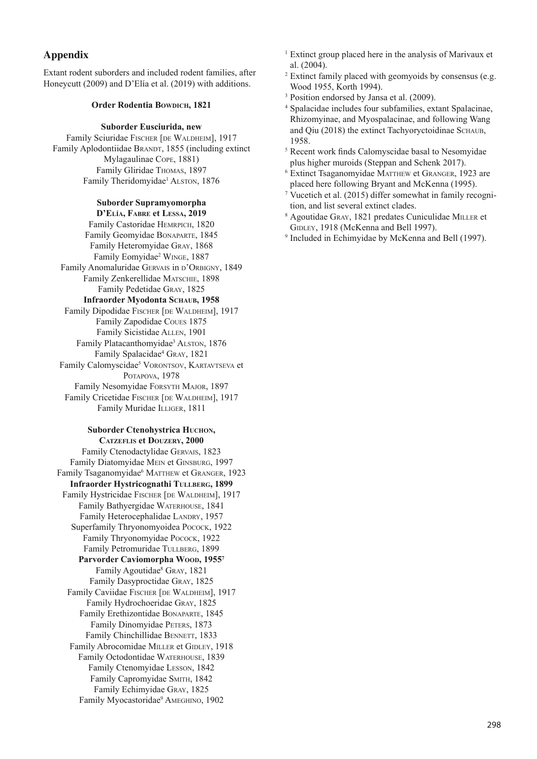## Appendix

Extant rodent suborders and included rodent families, after Honeycutt (2009) and D'Elía et al. (2019) with additions.

**Order Rodentia Bowdich, 1821**

**Suborder Eusciurida, new**

Family Sciuridae Fischer [de Waldheim], 1917
Family Aplodontiidae Brandt, 1855 (including extinct Mylagaulinae Cope, 1881)
Family Gliridae Thomas, 1897
Family Theridomyidae[1] Alston, 1876

**Suborder Supramyomorpha D'Elía, Fabre et Lessa, 2019**

Family Castoridae Hemprich, 1820
Family Geomyidae Bonaparte, 1845
Family Heteromyidae Gray, 1868
Family Eomyidae[2] Winge, 1887
Family Anomaluridae Gervais in d'Orbigny, 1849
Family Zenkerellidae Matschie, 1898
Family Pedetidae Gray, 1825

**Infraorder Myodonta Schaub, 1958**

Family Dipodidae Fischer [de Waldheim], 1917
Family Zapodidae Coues 1875
Family Sicistidae Allen, 1901
Family Platacanthomyidae[3] Alston, 1876
Family Spalacidae[4] Gray, 1821
Family Calomyscidae[5] Vorontsov, Kartavtseva et Potapova, 1978
Family Nesomyidae Forsyth Major, 1897
Family Cricetidae Fischer [de Waldheim], 1917
Family Muridae Illiger, 1811

**Suborder Ctenohystrica Huchon, Catzeflis et Douzery, 2000**

Family Ctenodactylidae Gervais, 1823
Family Diatomyidae Mein et Ginsburg, 1997
Family Tsaganomyidae[6] Matthew et Granger, 1923

**Infraorder Hystricognathi Tullberg, 1899**

Family Hystricidae Fischer [de Waldheim], 1917
Family Bathyergidae Waterhouse, 1841
Family Heterocephalidae Landry, 1957
Superfamily Thryonomyoidea Pocock, 1922
Family Thryonomyidae Pocock, 1922
Family Petromuridae Tullberg, 1899

**Parvorder Caviomorpha Wood, 1955[7]**

Family Agoutidae[8] Gray, 1821
Family Dasyproctidae Gray, 1825
Family Caviidae Fischer [de Waldheim], 1917
Family Hydrochoeridae Gray, 1825
Family Erethizontidae Bonaparte, 1845
Family Dinomyidae Peters, 1873
Family Chinchillidae Bennett, 1833
Family Abrocomidae Miller et Gidley, 1918
Family Octodontidae Waterhouse, 1839
Family Ctenomyidae Lesson, 1842
Family Capromyidae Smith, 1842
Family Echimyidae Gray, 1825
Family Myocastoridae[9] Ameghino, 1902

[1] Extinct group placed here in the analysis of Marivaux et al. (2004).
[2] Extinct family placed with geomyoids by consensus (e.g. Wood 1955, Korth 1994).
[3] Position endorsed by Jansa et al. (2009).
[4] Spalacidae includes four subfamilies, extant Spalacinae, Rhizomyinae, and Myospalacinae, and following Wang and Qiu (2018) the extinct Tachyoryctoidinae Schaub, 1958.
[5] Recent work finds Calomyscidae basal to Nesomyidae plus higher muroids (Steppan and Schenk 2017).
[6] Extinct Tsaganomyidae Matthew et Granger, 1923 are placed here following Bryant and McKenna (1995).
[7] Vucetich et al. (2015) differ somewhat in family recognition, and list several extinct clades.
[8] Agoutidae Gray, 1821 predates Cuniculidae Miller et Gidley, 1918 (McKenna and Bell 1997).
[9] Included in Echimyidae by McKenna and Bell (1997).